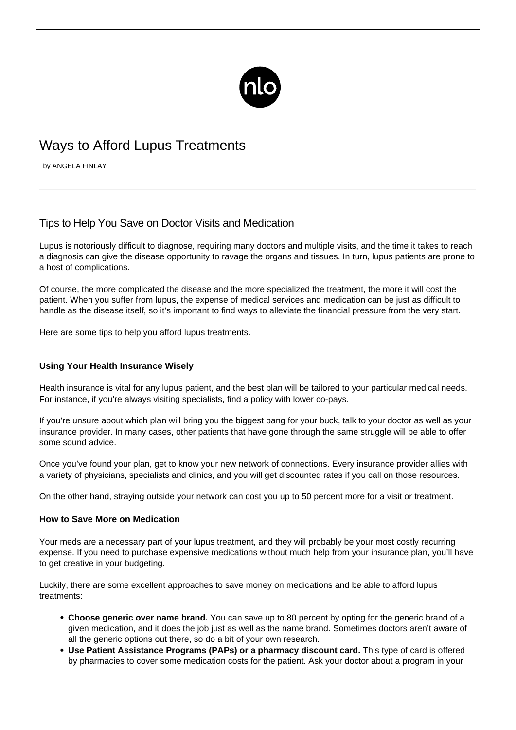# Ways to Afford Lupus Treatments

by ANGELA FINLAY

## Tips to Help You Save on Doctor Visits and Medication

Lupus is notoriously difficult to diagnose, requiring many doctors and multiple visits, and the time it takes to reach a diagnosis can give the disease opportunity to ravage the organs and tissues. In turn, lupus patients are prone to a host of complications.

Of course, the more complicated the disease and the more specialized the treatment, the more it will cost the patient. When you suffer from lupus, the expense of medical services and medication can be just as difficult to handle as the disease itself, so it's important to find ways to alleviate the financial pressure from the very start.

Here are some tips to help you afford lupus treatments.

### Using Your Health Insurance Wisely

Health insurance is vital for any lupus patient, and the best plan will be tailored to your particular medical needs. For instance, if you're always visiting specialists, find a policy with lower co-pays.

If you're unsure about which plan will bring you the biggest bang for your buck, talk to your doctor as well as your insurance provider. In many cases, other patients that have gone through the same struggle will be able to offer some sound advice.

Once you've found your plan, get to know your new network of connections. Every insurance provider allies with a variety of physicians, specialists and clinics, and you will get discounted rates if you call on those resources.

On the other hand, straying outside your network can cost you up to 50 percent more for a visit or treatment.

### How to Save More on Medication

Your meds are a necessary part of your lupus treatment, and they will probably be your most costly recurring expense. If you need to purchase expensive medications without much help from your insurance plan, you'll have to get creative in your budgeting.

Luckily, there are some excellent approaches to save money on medications and be able to afford lupus treatments:

- **Choose generic over name brand.** You can save up to 80 percent by opting for the generic brand of a given medication, and it does the job just as well as the name brand. Sometimes doctors aren't aware of all the generic options out there, so do a bit of your own research.
- **Use Patient Assistance Programs (PAPs) or a pharmacy discount card.** This type of card is offered by pharmacies to cover some medication costs for the patient. Ask your doctor about a program in your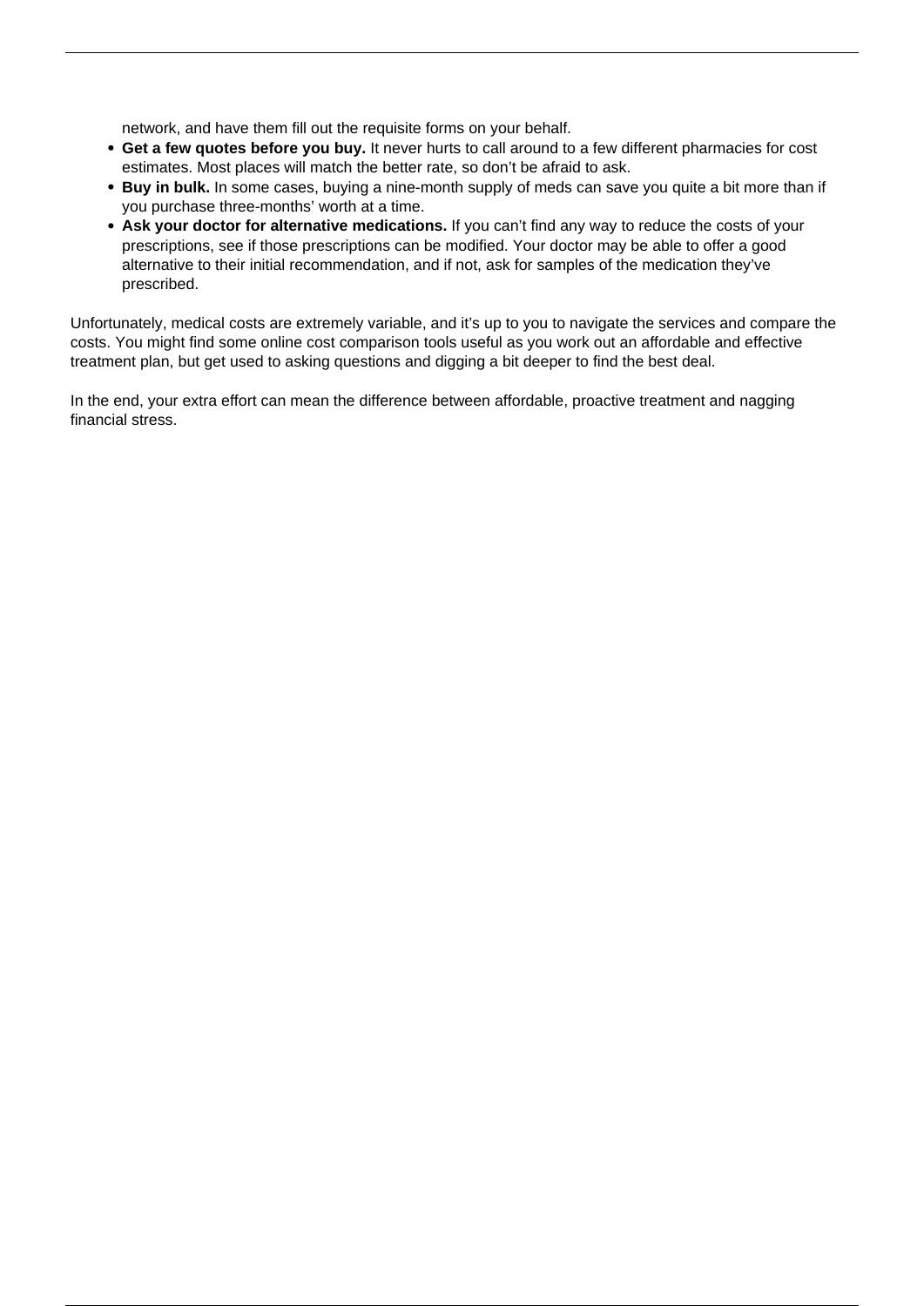network, and have them fill out the requisite forms on your behalf.

- **Get a few quotes before you buy.** It never hurts to call around to a few different pharmacies for cost estimates. Most places will match the better rate, so don't be afraid to ask.
- **Buy in bulk.** In some cases, buying a nine-month supply of meds can save you quite a bit more than if you purchase three-months' worth at a time.
- **Ask your doctor for alternative medications.** If you can't find any way to reduce the costs of your prescriptions, see if those prescriptions can be modified. Your doctor may be able to offer a good alternative to their initial recommendation, and if not, ask for samples of the medication they've prescribed.

Unfortunately, medical costs are extremely variable, and it's up to you to navigate the services and compare the costs. You might find some online cost comparison tools useful as you work out an affordable and effective treatment plan, but get used to asking questions and digging a bit deeper to find the best deal.

In the end, your extra effort can mean the difference between affordable, proactive treatment and nagging financial stress.